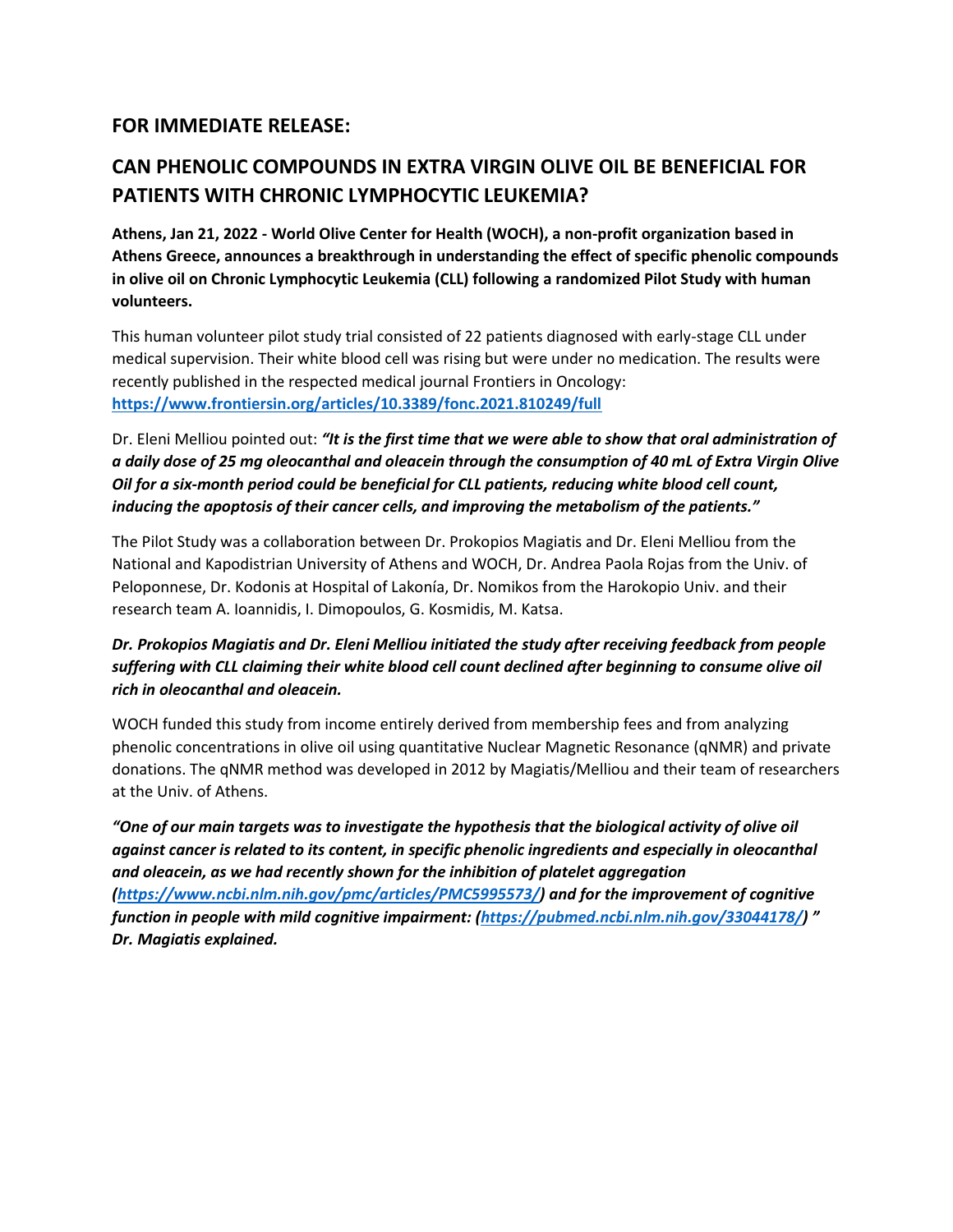## FOR IMMEDIATE RELEASE:

## CAN PHENOLIC COMPOUNDS IN EXTRA VIRGIN OLIVE OIL BE BENEFICIAL FOR PATIENTS WITH CHRONIC LYMPHOCYTIC LEUKEMIA?

**Athens, Jan 21, 2022 - World Olive Center for Health (WOCH), a non-profit organization based in Athens Greece, announces a breakthrough in understanding the effect of specific phenolic compounds in olive oil on Chronic Lymphocytic Leukemia (CLL) following a randomized Pilot Study with human volunteers.**

This human volunteer pilot study trial consisted of 22 patients diagnosed with early-stage CLL under medical supervision. Their white blood cell was rising but were under no medication. The results were recently published in the respected medical journal Frontiers in Oncology: **https://www.frontiersin.org/articles/10.3389/fonc.2021.810249/full**

Dr. Eleni Melliou pointed out: ***"It is the first time that we were able to show that oral administration of a daily dose of 25 mg oleocanthal and oleacein through the consumption of 40 mL of Extra Virgin Olive Oil for a six-month period could be beneficial for CLL patients, reducing white blood cell count, inducing the apoptosis of their cancer cells, and improving the metabolism of the patients."***

The Pilot Study was a collaboration between Dr. Prokopios Magiatis and Dr. Eleni Melliou from the National and Kapodistrian University of Athens and WOCH, Dr. Andrea Paola Rojas from the Univ. of Peloponnese, Dr. Kodonis at Hospital of Lakonía, Dr. Nomikos from the Harokopio Univ. and their research team A. Ioannidis, I. Dimopoulos, G. Kosmidis, M. Katsa.

***Dr. Prokopios Magiatis and Dr. Eleni Melliou initiated the study after receiving feedback from people suffering with CLL claiming their white blood cell count declined after beginning to consume olive oil rich in oleocanthal and oleacein.***

WOCH funded this study from income entirely derived from membership fees and from analyzing phenolic concentrations in olive oil using quantitative Nuclear Magnetic Resonance (qNMR) and private donations. The qNMR method was developed in 2012 by Magiatis/Melliou and their team of researchers at the Univ. of Athens.

***"One of our main targets was to investigate the hypothesis that the biological activity of olive oil against cancer is related to its content, in specific phenolic ingredients and especially in oleocanthal and oleacein, as we had recently shown for the inhibition of platelet aggregation (https://www.ncbi.nlm.nih.gov/pmc/articles/PMC5995573/) and for the improvement of cognitive function in people with mild cognitive impairment: (https://pubmed.ncbi.nlm.nih.gov/33044178/) " Dr. Magiatis explained.***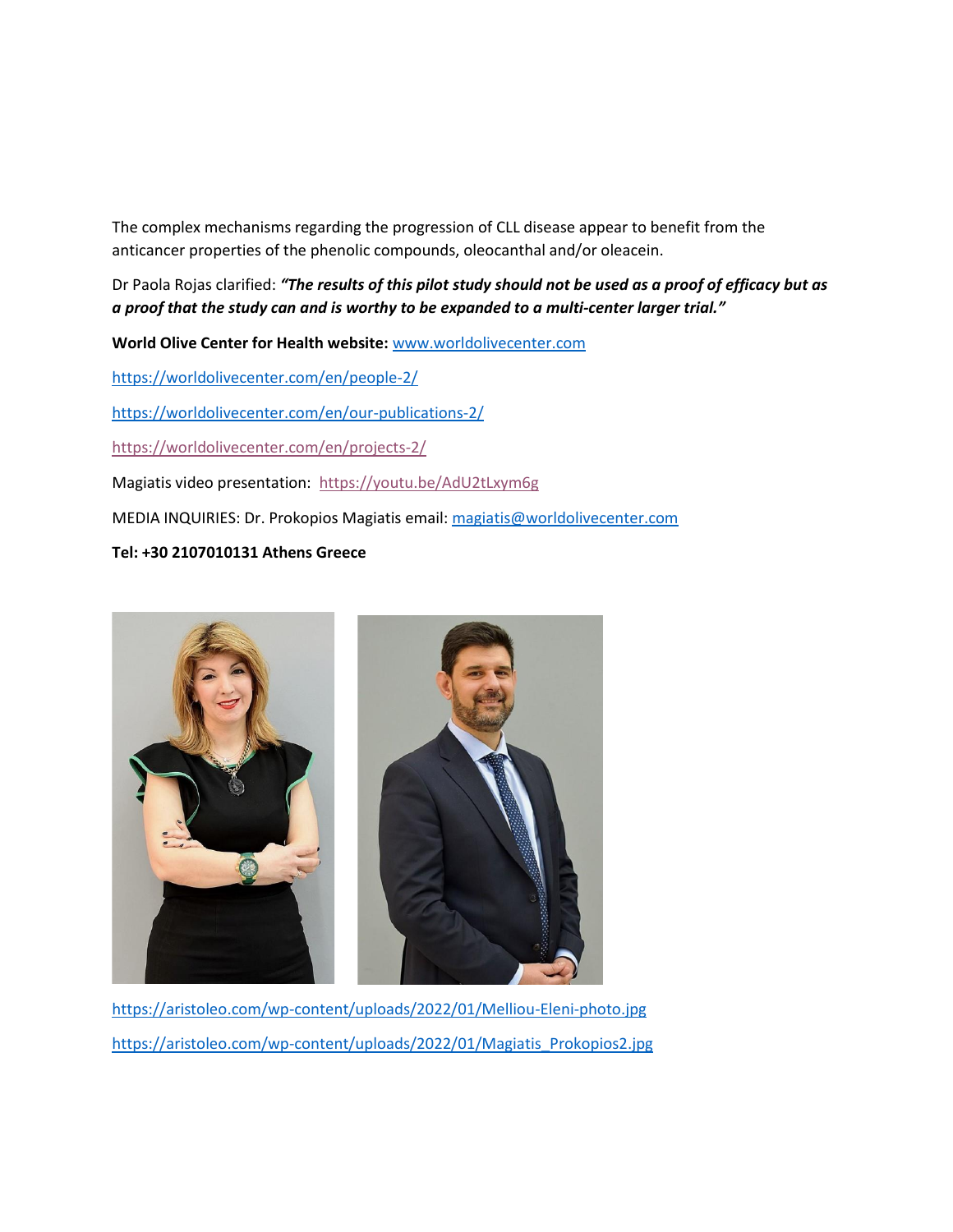The complex mechanisms regarding the progression of CLL disease appear to benefit from the anticancer properties of the phenolic compounds, oleocanthal and/or oleacein.

Dr Paola Rojas clarified: ***"The results of this pilot study should not be used as a proof of efficacy but as a proof that the study can and is worthy to be expanded to a multi-center larger trial."***

**World Olive Center for Health website:** www.worldolivecenter.com

https://worldolivecenter.com/en/people-2/

https://worldolivecenter.com/en/our-publications-2/

https://worldolivecenter.com/en/projects-2/

Magiatis video presentation: https://youtu.be/AdU2tLxym6g

MEDIA INQUIRIES: Dr. Prokopios Magiatis email: magiatis@worldolivecenter.com

**Tel: +30 2107010131 Athens Greece**

https://aristoleo.com/wp-content/uploads/2022/01/Melliou-Eleni-photo.jpg

https://aristoleo.com/wp-content/uploads/2022/01/Magiatis_Prokopios2.jpg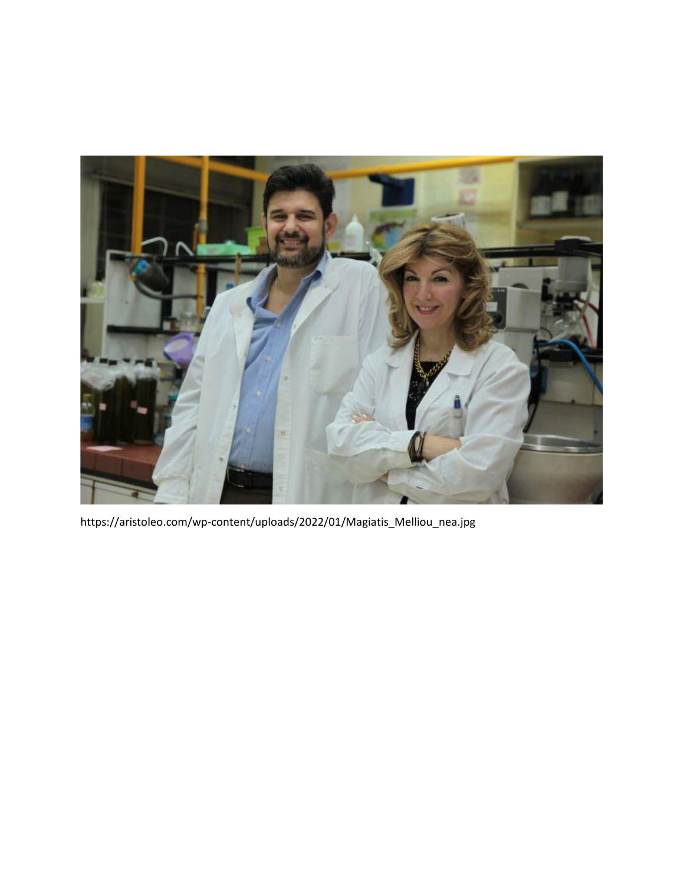https://aristoleo.com/wp-content/uploads/2022/01/Magiatis_Melliou_nea.jpg